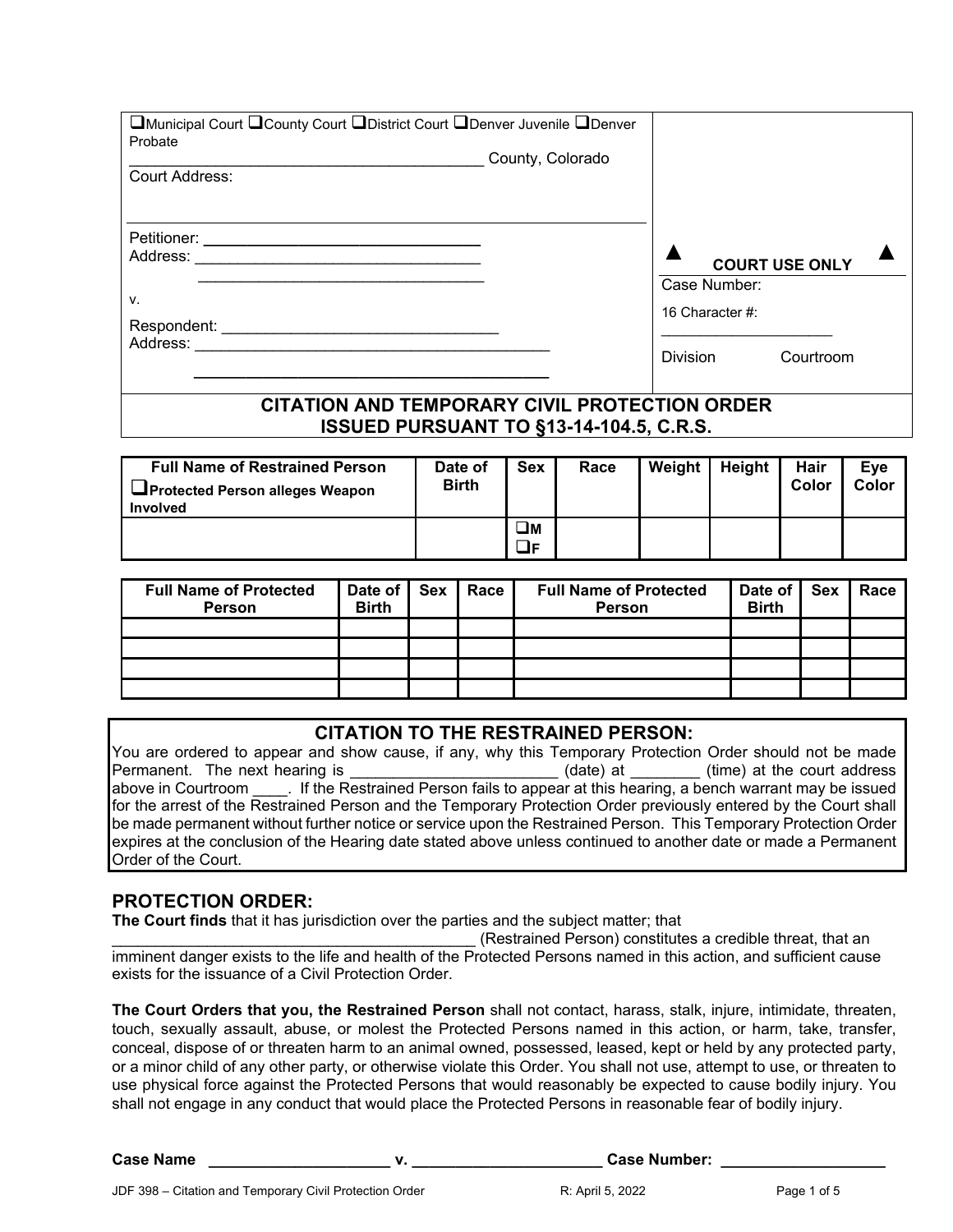❑Municipal Court ❑County Court ❑District Court ❑Denver Juvenile ❑Denver Probate

________________________________________ County, Colorado

Court Address:

Petitioner: ________________________________

Address: ________________________________

________________________________

v.

Respondent: ________________________________

Address: ________________________________________

________________________________________

▲ **COURT USE ONLY** ▲

Case Number:

16 Character #:

____________________

Division Courtroom

## CITATION AND TEMPORARY CIVIL PROTECTION ORDER ISSUED PURSUANT TO §13-14-104.5, C.R.S.

| Full Name of Restrained Person ❑Protected Person alleges Weapon Involved | Date of Birth | Sex | Race | Weight | Height | Hair Color | Eye Color |
|---|---|---|---|---|---|---|---|
| | | ❑M ❑F | | | | | |

| Full Name of Protected Person | Date of Birth | Sex | Race | Full Name of Protected Person | Date of Birth | Sex | Race |
|---|---|---|---|---|---|---|---|
| | | | | | | | |
| | | | | | | | |
| | | | | | | | |
| | | | | | | | |

## CITATION TO THE RESTRAINED PERSON:

You are ordered to appear and show cause, if any, why this Temporary Protection Order should not be made Permanent. The next hearing is ________________________ (date) at ________ (time) at the court address above in Courtroom ____. If the Restrained Person fails to appear at this hearing, a bench warrant may be issued for the arrest of the Restrained Person and the Temporary Protection Order previously entered by the Court shall be made permanent without further notice or service upon the Restrained Person. This Temporary Protection Order expires at the conclusion of the Hearing date stated above unless continued to another date or made a Permanent Order of the Court.

## PROTECTION ORDER:

**The Court finds** that it has jurisdiction over the parties and the subject matter; that ________________________________________ (Restrained Person) constitutes a credible threat, that an imminent danger exists to the life and health of the Protected Persons named in this action, and sufficient cause exists for the issuance of a Civil Protection Order.

**The Court Orders that you, the Restrained Person** shall not contact, harass, stalk, injure, intimidate, threaten, touch, sexually assault, abuse, or molest the Protected Persons named in this action, or harm, take, transfer, conceal, dispose of or threaten harm to an animal owned, possessed, leased, kept or held by any protected party, or a minor child of any other party, or otherwise violate this Order. You shall not use, attempt to use, or threaten to use physical force against the Protected Persons that would reasonably be expected to cause bodily injury. You shall not engage in any conduct that would place the Protected Persons in reasonable fear of bodily injury.

**Case Name** ____________________ **v.** ______________________ **Case Number:** ___________________

JDF 398 – Citation and Temporary Civil Protection Order R: April 5, 2022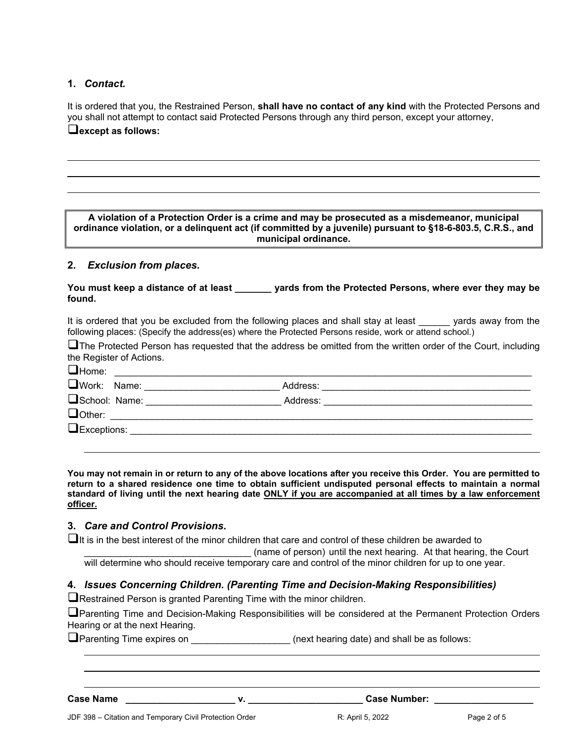## 1. *Contact.*

It is ordered that you, the Restrained Person, **shall have no contact of any kind** with the Protected Persons and you shall not attempt to contact said Protected Persons through any third person, except your attorney,

❑ **except as follows:**

______________________________________________________________________________

______________________________________________________________________________

______________________________________________________________________________

> **A violation of a Protection Order is a crime and may be prosecuted as a misdemeanor, municipal ordinance violation, or a delinquent act (if committed by a juvenile) pursuant to §18-6-803.5, C.R.S., and municipal ordinance.**

## 2. *Exclusion from places.*

**You must keep a distance of at least _______ yards from the Protected Persons, where ever they may be found.**

It is ordered that you be excluded from the following places and shall stay at least ______ yards away from the following places: (Specify the address(es) where the Protected Persons reside, work or attend school.)

❑ The Protected Person has requested that the address be omitted from the written order of the Court, including the Register of Actions.

❑ Home: ______________________________________________________________________

❑ Work: Name: __________________________ Address: ________________________________

❑ School: Name: __________________________ Address: ________________________________

❑ Other: ______________________________________________________________________

❑ Exceptions: __________________________________________________________________

______________________________________________________________________________

**You may not remain in or return to any of the above locations after you receive this Order. You are permitted to return to a shared residence one time to obtain sufficient undisputed personal effects to maintain a normal standard of living until the next hearing date <u>ONLY if you are accompanied at all times by a law enforcement officer.</u>**

## 3. *Care and Control Provisions.*

❑ It is in the best interest of the minor children that care and control of these children be awarded to ________________________________ (name of person) until the next hearing. At that hearing, the Court will determine who should receive temporary care and control of the minor children for up to one year.

## 4. *Issues Concerning Children. (Parenting Time and Decision-Making Responsibilities)*

❑ Restrained Person is granted Parenting Time with the minor children.

❑ Parenting Time and Decision-Making Responsibilities will be considered at the Permanent Protection Orders Hearing or at the next Hearing.

❑ Parenting Time expires on ___________________ (next hearing date) and shall be as follows:

______________________________________________________________________________

______________________________________________________________________________

______________________________________________________________________________

**Case Name** _____________________ **v.** ______________________ **Case Number:** ___________________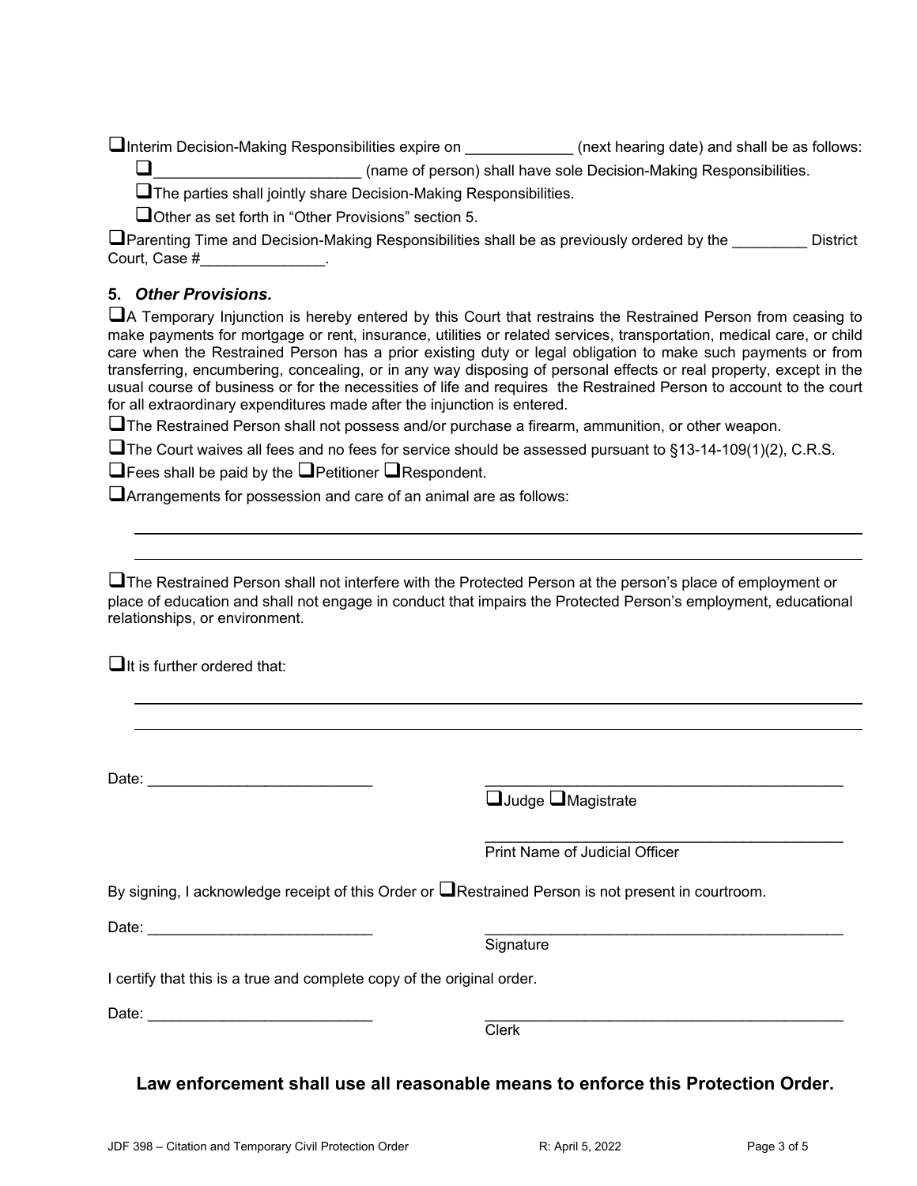☐Interim Decision-Making Responsibilities expire on _____________ (next hearing date) and shall be as follows:

- ☐_________________________ (name of person) shall have sole Decision-Making Responsibilities.
- ☐The parties shall jointly share Decision-Making Responsibilities.
- ☐Other as set forth in "Other Provisions" section 5.

☐Parenting Time and Decision-Making Responsibilities shall be as previously ordered by the _________ District Court, Case #_______________.

### 5. *Other Provisions.*

☐A Temporary Injunction is hereby entered by this Court that restrains the Restrained Person from ceasing to make payments for mortgage or rent, insurance, utilities or related services, transportation, medical care, or child care when the Restrained Person has a prior existing duty or legal obligation to make such payments or from transferring, encumbering, concealing, or in any way disposing of personal effects or real property, except in the usual course of business or for the necessities of life and requires the Restrained Person to account to the court for all extraordinary expenditures made after the injunction is entered.

☐The Restrained Person shall not possess and/or purchase a firearm, ammunition, or other weapon.

☐The Court waives all fees and no fees for service should be assessed pursuant to §13-14-109(1)(2), C.R.S.

☐Fees shall be paid by the ☐Petitioner ☐Respondent.

☐Arrangements for possession and care of an animal are as follows:

___________________________________________________________________________

___________________________________________________________________________

☐The Restrained Person shall not interfere with the Protected Person at the person's place of employment or place of education and shall not engage in conduct that impairs the Protected Person's employment, educational relationships, or environment.

☐It is further ordered that:

___________________________________________________________________________

___________________________________________________________________________

Date: ___________________________ ____________________________________________
☐Judge ☐Magistrate

____________________________________________
Print Name of Judicial Officer

By signing, I acknowledge receipt of this Order or ☐Restrained Person is not present in courtroom.

Date: ___________________________ ____________________________________________
Signature

I certify that this is a true and complete copy of the original order.

Date: ___________________________ ____________________________________________
Clerk

**Law enforcement shall use all reasonable means to enforce this Protection Order.**

JDF 398 – Citation and Temporary Civil Protection Order R: April 5, 2022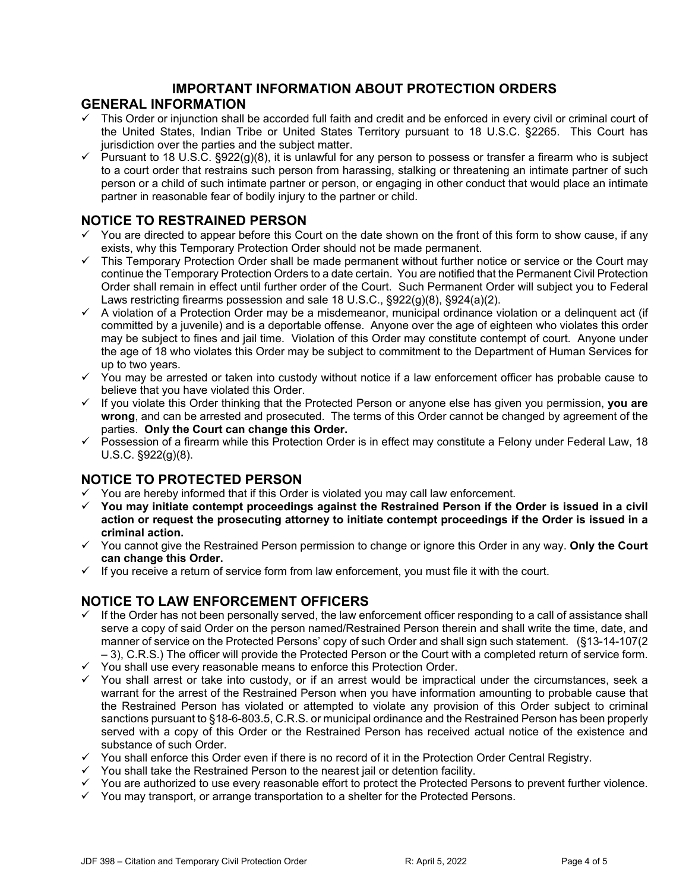# IMPORTANT INFORMATION ABOUT PROTECTION ORDERS

## GENERAL INFORMATION

- ✓ This Order or injunction shall be accorded full faith and credit and be enforced in every civil or criminal court of the United States, Indian Tribe or United States Territory pursuant to 18 U.S.C. §2265. This Court has jurisdiction over the parties and the subject matter.
- ✓ Pursuant to 18 U.S.C. §922(g)(8), it is unlawful for any person to possess or transfer a firearm who is subject to a court order that restrains such person from harassing, stalking or threatening an intimate partner of such person or a child of such intimate partner or person, or engaging in other conduct that would place an intimate partner in reasonable fear of bodily injury to the partner or child.

## NOTICE TO RESTRAINED PERSON

- ✓ You are directed to appear before this Court on the date shown on the front of this form to show cause, if any exists, why this Temporary Protection Order should not be made permanent.
- ✓ This Temporary Protection Order shall be made permanent without further notice or service or the Court may continue the Temporary Protection Orders to a date certain. You are notified that the Permanent Civil Protection Order shall remain in effect until further order of the Court. Such Permanent Order will subject you to Federal Laws restricting firearms possession and sale 18 U.S.C., §922(g)(8), §924(a)(2).
- ✓ A violation of a Protection Order may be a misdemeanor, municipal ordinance violation or a delinquent act (if committed by a juvenile) and is a deportable offense. Anyone over the age of eighteen who violates this order may be subject to fines and jail time. Violation of this Order may constitute contempt of court. Anyone under the age of 18 who violates this Order may be subject to commitment to the Department of Human Services for up to two years.
- ✓ You may be arrested or taken into custody without notice if a law enforcement officer has probable cause to believe that you have violated this Order.
- ✓ If you violate this Order thinking that the Protected Person or anyone else has given you permission, **you are wrong**, and can be arrested and prosecuted. The terms of this Order cannot be changed by agreement of the parties. **Only the Court can change this Order.**
- ✓ Possession of a firearm while this Protection Order is in effect may constitute a Felony under Federal Law, 18 U.S.C. §922(g)(8).

## NOTICE TO PROTECTED PERSON

- ✓ You are hereby informed that if this Order is violated you may call law enforcement.
- ✓ **You may initiate contempt proceedings against the Restrained Person if the Order is issued in a civil action or request the prosecuting attorney to initiate contempt proceedings if the Order is issued in a criminal action.**
- ✓ You cannot give the Restrained Person permission to change or ignore this Order in any way. **Only the Court can change this Order.**
- ✓ If you receive a return of service form from law enforcement, you must file it with the court.

## NOTICE TO LAW ENFORCEMENT OFFICERS

- ✓ If the Order has not been personally served, the law enforcement officer responding to a call of assistance shall serve a copy of said Order on the person named/Restrained Person therein and shall write the time, date, and manner of service on the Protected Persons' copy of such Order and shall sign such statement. (§13-14-107(2 – 3), C.R.S.) The officer will provide the Protected Person or the Court with a completed return of service form.
- ✓ You shall use every reasonable means to enforce this Protection Order.
- ✓ You shall arrest or take into custody, or if an arrest would be impractical under the circumstances, seek a warrant for the arrest of the Restrained Person when you have information amounting to probable cause that the Restrained Person has violated or attempted to violate any provision of this Order subject to criminal sanctions pursuant to §18-6-803.5, C.R.S. or municipal ordinance and the Restrained Person has been properly served with a copy of this Order or the Restrained Person has received actual notice of the existence and substance of such Order.
- ✓ You shall enforce this Order even if there is no record of it in the Protection Order Central Registry.
- ✓ You shall take the Restrained Person to the nearest jail or detention facility.
- ✓ You are authorized to use every reasonable effort to protect the Protected Persons to prevent further violence.
- ✓ You may transport, or arrange transportation to a shelter for the Protected Persons.

JDF 398 – Citation and Temporary Civil Protection Order R: April 5, 2022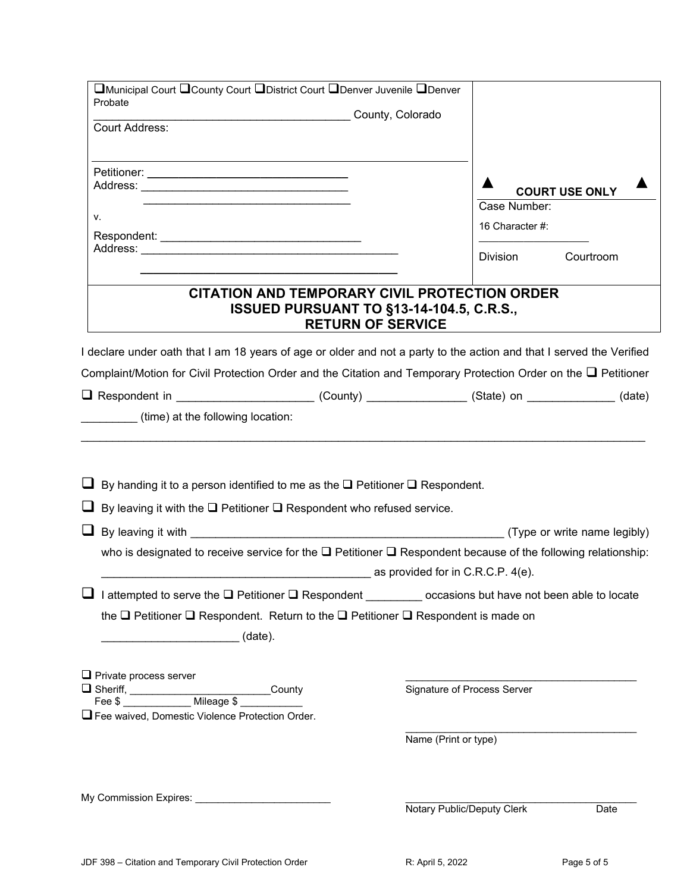| | |
|---|---|
| ❑Municipal Court ❑County Court ❑District Court ❑Denver Juvenile ❑Denver Probate<br>_______________________________________ County, Colorado<br>Court Address:<br><br>Petitioner: ______________________________<br>Address: ________________________________<br>________________________________<br>v.<br>Respondent: ______________________________<br>Address: ________________________________________<br>________________________________________ | ▲ **COURT USE ONLY** ▲<br>Case Number:<br>16 Character #:<br>__________________<br>Division Courtroom |

## CITATION AND TEMPORARY CIVIL PROTECTION ORDER ISSUED PURSUANT TO §13-14-104.5, C.R.S., RETURN OF SERVICE

I declare under oath that I am 18 years of age or older and not a party to the action and that I served the Verified Complaint/Motion for Civil Protection Order and the Citation and Temporary Protection Order on the ❑ Petitioner ❑ Respondent in _____________________ (County) _______________ (State) on _____________ (date) _________ (time) at the following location:

_________________________________________________________________________________________

❑ By handing it to a person identified to me as the ❑ Petitioner ❑ Respondent.

❑ By leaving it with the ❑ Petitioner ❑ Respondent who refused service.

❑ By leaving it with _________________________________________________ (Type or write name legibly) who is designated to receive service for the ❑ Petitioner ❑ Respondent because of the following relationship: __________________________________________ as provided for in C.R.C.P. 4(e).

❑ I attempted to serve the ❑ Petitioner ❑ Respondent _________ occasions but have not been able to locate the ❑ Petitioner ❑ Respondent. Return to the ❑ Petitioner ❑ Respondent is made on _____________________ (date).

❑ Private process server
❑ Sheriff, _________________________County
Fee $ ____________ Mileage $ ___________
❑ Fee waived, Domestic Violence Protection Order.

________________________________________
Signature of Process Server

________________________________________
Name (Print or type)

My Commission Expires: ________________________

________________________________________
Notary Public/Deputy Clerk Date

JDF 398 – Citation and Temporary Civil Protection Order R: April 5, 2022